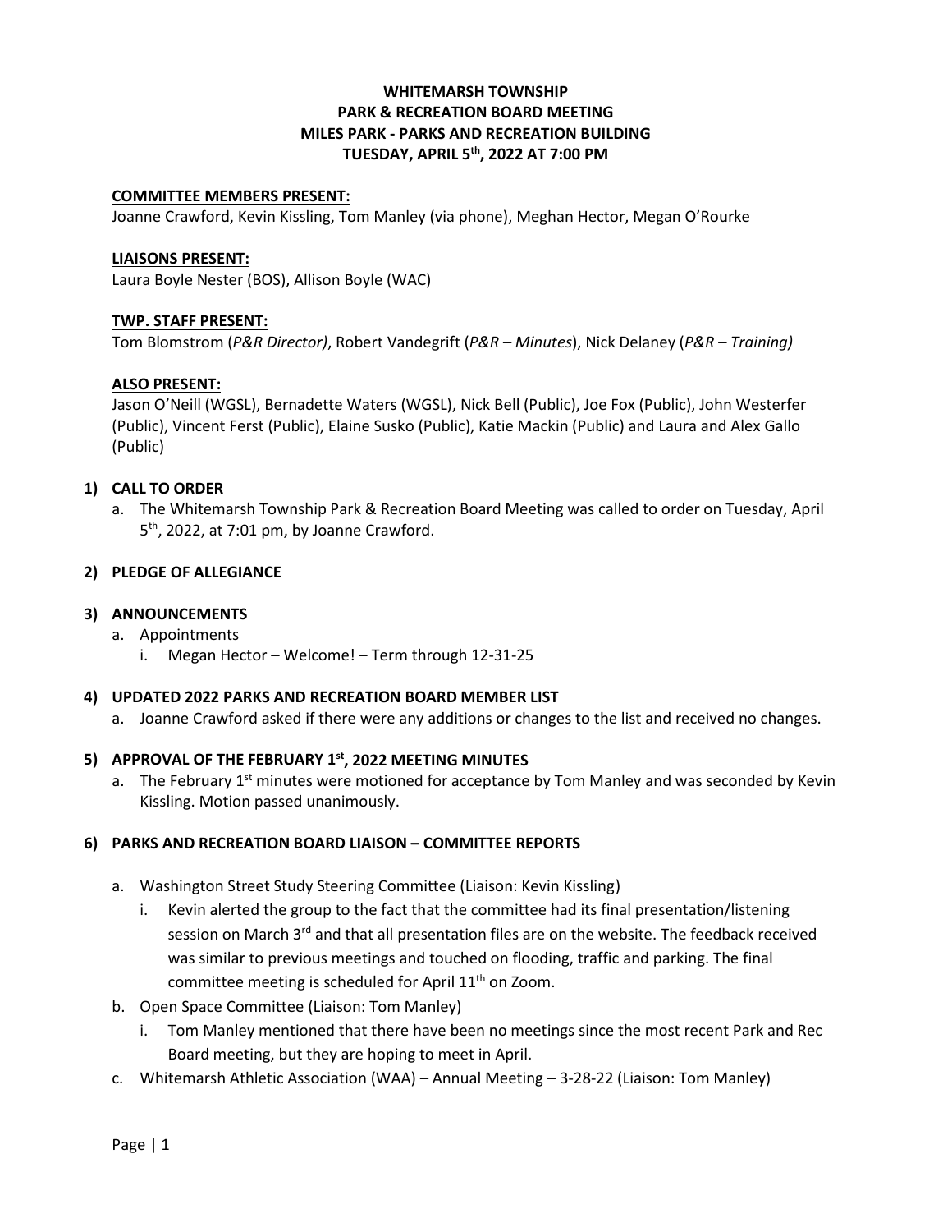# WHITEMARSH TOWNSHIP
# PARK & RECREATION BOARD MEETING
# MILES PARK - PARKS AND RECREATION BUILDING
# TUESDAY, APRIL 5th, 2022 AT 7:00 PM

**COMMITTEE MEMBERS PRESENT:**

Joanne Crawford, Kevin Kissling, Tom Manley (via phone), Meghan Hector, Megan O'Rourke

**LIAISONS PRESENT:**

Laura Boyle Nester (BOS), Allison Boyle (WAC)

**TWP. STAFF PRESENT:**

Tom Blomstrom (*P&R Director)*, Robert Vandegrift (*P&R – Minutes*), Nick Delaney (*P&R – Training)*

**ALSO PRESENT:**

Jason O'Neill (WGSL), Bernadette Waters (WGSL), Nick Bell (Public), Joe Fox (Public), John Westerfer (Public), Vincent Ferst (Public), Elaine Susko (Public), Katie Mackin (Public) and Laura and Alex Gallo (Public)

## 1) CALL TO ORDER

a. The Whitemarsh Township Park & Recreation Board Meeting was called to order on Tuesday, April 5th, 2022, at 7:01 pm, by Joanne Crawford.

## 2) PLEDGE OF ALLEGIANCE

## 3) ANNOUNCEMENTS

a. Appointments
   i. Megan Hector – Welcome! – Term through 12-31-25

## 4) UPDATED 2022 PARKS AND RECREATION BOARD MEMBER LIST

a. Joanne Crawford asked if there were any additions or changes to the list and received no changes.

## 5) APPROVAL OF THE FEBRUARY 1st, 2022 MEETING MINUTES

a. The February 1st minutes were motioned for acceptance by Tom Manley and was seconded by Kevin Kissling. Motion passed unanimously.

## 6) PARKS AND RECREATION BOARD LIAISON – COMMITTEE REPORTS

a. Washington Street Study Steering Committee (Liaison: Kevin Kissling)
   i. Kevin alerted the group to the fact that the committee had its final presentation/listening session on March 3rd and that all presentation files are on the website. The feedback received was similar to previous meetings and touched on flooding, traffic and parking. The final committee meeting is scheduled for April 11th on Zoom.

b. Open Space Committee (Liaison: Tom Manley)
   i. Tom Manley mentioned that there have been no meetings since the most recent Park and Rec Board meeting, but they are hoping to meet in April.

c. Whitemarsh Athletic Association (WAA) – Annual Meeting – 3-28-22 (Liaison: Tom Manley)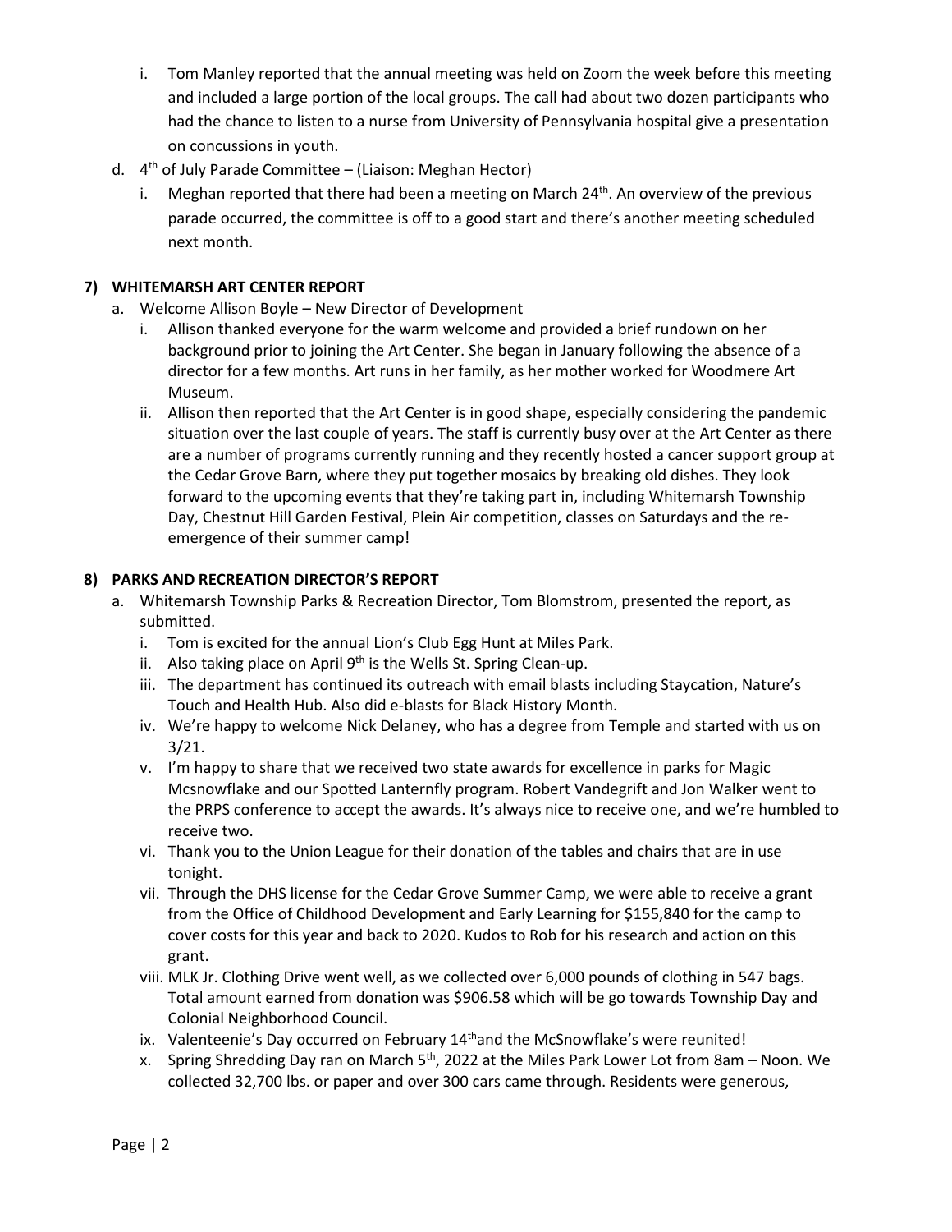i. Tom Manley reported that the annual meeting was held on Zoom the week before this meeting and included a large portion of the local groups. The call had about two dozen participants who had the chance to listen to a nurse from University of Pennsylvania hospital give a presentation on concussions in youth.

d. 4th of July Parade Committee – (Liaison: Meghan Hector)
   i. Meghan reported that there had been a meeting on March 24th. An overview of the previous parade occurred, the committee is off to a good start and there's another meeting scheduled next month.

## 7) WHITEMARSH ART CENTER REPORT

a. Welcome Allison Boyle – New Director of Development
   i. Allison thanked everyone for the warm welcome and provided a brief rundown on her background prior to joining the Art Center. She began in January following the absence of a director for a few months. Art runs in her family, as her mother worked for Woodmere Art Museum.
   ii. Allison then reported that the Art Center is in good shape, especially considering the pandemic situation over the last couple of years. The staff is currently busy over at the Art Center as there are a number of programs currently running and they recently hosted a cancer support group at the Cedar Grove Barn, where they put together mosaics by breaking old dishes. They look forward to the upcoming events that they're taking part in, including Whitemarsh Township Day, Chestnut Hill Garden Festival, Plein Air competition, classes on Saturdays and the re-emergence of their summer camp!

## 8) PARKS AND RECREATION DIRECTOR'S REPORT

a. Whitemarsh Township Parks & Recreation Director, Tom Blomstrom, presented the report, as submitted.
   i. Tom is excited for the annual Lion's Club Egg Hunt at Miles Park.
   ii. Also taking place on April 9th is the Wells St. Spring Clean-up.
   iii. The department has continued its outreach with email blasts including Staycation, Nature's Touch and Health Hub. Also did e-blasts for Black History Month.
   iv. We're happy to welcome Nick Delaney, who has a degree from Temple and started with us on 3/21.
   v. I'm happy to share that we received two state awards for excellence in parks for Magic Mcsnowflake and our Spotted Lanternfly program. Robert Vandegrift and Jon Walker went to the PRPS conference to accept the awards. It's always nice to receive one, and we're humbled to receive two.
   vi. Thank you to the Union League for their donation of the tables and chairs that are in use tonight.
   vii. Through the DHS license for the Cedar Grove Summer Camp, we were able to receive a grant from the Office of Childhood Development and Early Learning for $155,840 for the camp to cover costs for this year and back to 2020. Kudos to Rob for his research and action on this grant.
   viii. MLK Jr. Clothing Drive went well, as we collected over 6,000 pounds of clothing in 547 bags. Total amount earned from donation was $906.58 which will be go towards Township Day and Colonial Neighborhood Council.
   ix. Valenteenie's Day occurred on February 14thand the McSnowflake's were reunited!
   x. Spring Shredding Day ran on March 5th, 2022 at the Miles Park Lower Lot from 8am – Noon. We collected 32,700 lbs. or paper and over 300 cars came through. Residents were generous,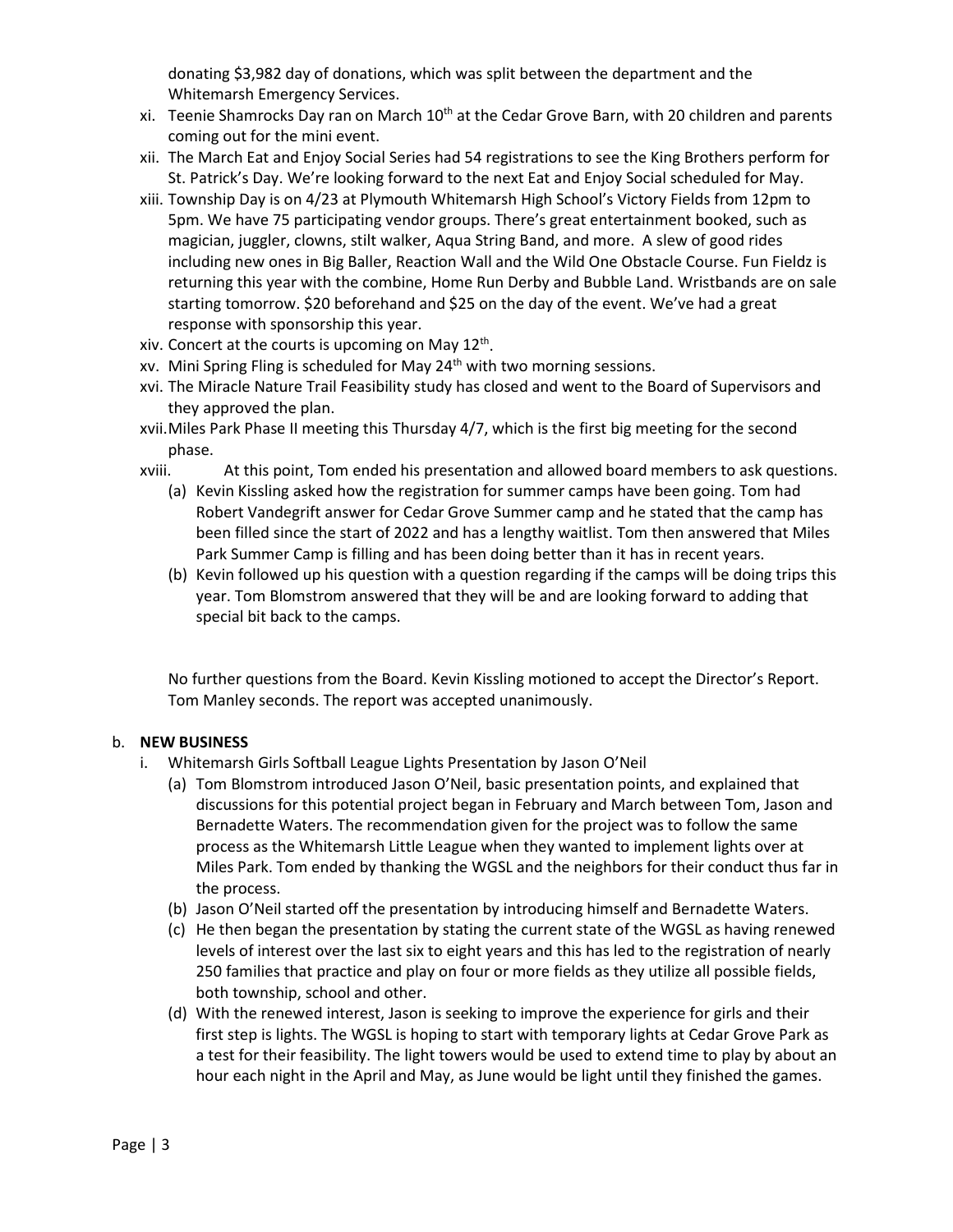donating $3,982 day of donations, which was split between the department and the Whitemarsh Emergency Services.

xi. Teenie Shamrocks Day ran on March 10th at the Cedar Grove Barn, with 20 children and parents coming out for the mini event.

xii. The March Eat and Enjoy Social Series had 54 registrations to see the King Brothers perform for St. Patrick's Day. We're looking forward to the next Eat and Enjoy Social scheduled for May.

xiii. Township Day is on 4/23 at Plymouth Whitemarsh High School's Victory Fields from 12pm to 5pm. We have 75 participating vendor groups. There's great entertainment booked, such as magician, juggler, clowns, stilt walker, Aqua String Band, and more. A slew of good rides including new ones in Big Baller, Reaction Wall and the Wild One Obstacle Course. Fun Fieldz is returning this year with the combine, Home Run Derby and Bubble Land. Wristbands are on sale starting tomorrow. $20 beforehand and $25 on the day of the event. We've had a great response with sponsorship this year.

xiv. Concert at the courts is upcoming on May 12th.

xv. Mini Spring Fling is scheduled for May 24th with two morning sessions.

xvi. The Miracle Nature Trail Feasibility study has closed and went to the Board of Supervisors and they approved the plan.

xvii. Miles Park Phase II meeting this Thursday 4/7, which is the first big meeting for the second phase.

xviii. At this point, Tom ended his presentation and allowed board members to ask questions.

(a) Kevin Kissling asked how the registration for summer camps have been going. Tom had Robert Vandegrift answer for Cedar Grove Summer camp and he stated that the camp has been filled since the start of 2022 and has a lengthy waitlist. Tom then answered that Miles Park Summer Camp is filling and has been doing better than it has in recent years.

(b) Kevin followed up his question with a question regarding if the camps will be doing trips this year. Tom Blomstrom answered that they will be and are looking forward to adding that special bit back to the camps.

No further questions from the Board. Kevin Kissling motioned to accept the Director's Report. Tom Manley seconds. The report was accepted unanimously.

b. **NEW BUSINESS**

i. Whitemarsh Girls Softball League Lights Presentation by Jason O'Neil

(a) Tom Blomstrom introduced Jason O'Neil, basic presentation points, and explained that discussions for this potential project began in February and March between Tom, Jason and Bernadette Waters. The recommendation given for the project was to follow the same process as the Whitemarsh Little League when they wanted to implement lights over at Miles Park. Tom ended by thanking the WGSL and the neighbors for their conduct thus far in the process.

(b) Jason O'Neil started off the presentation by introducing himself and Bernadette Waters.

(c) He then began the presentation by stating the current state of the WGSL as having renewed levels of interest over the last six to eight years and this has led to the registration of nearly 250 families that practice and play on four or more fields as they utilize all possible fields, both township, school and other.

(d) With the renewed interest, Jason is seeking to improve the experience for girls and their first step is lights. The WGSL is hoping to start with temporary lights at Cedar Grove Park as a test for their feasibility. The light towers would be used to extend time to play by about an hour each night in the April and May, as June would be light until they finished the games.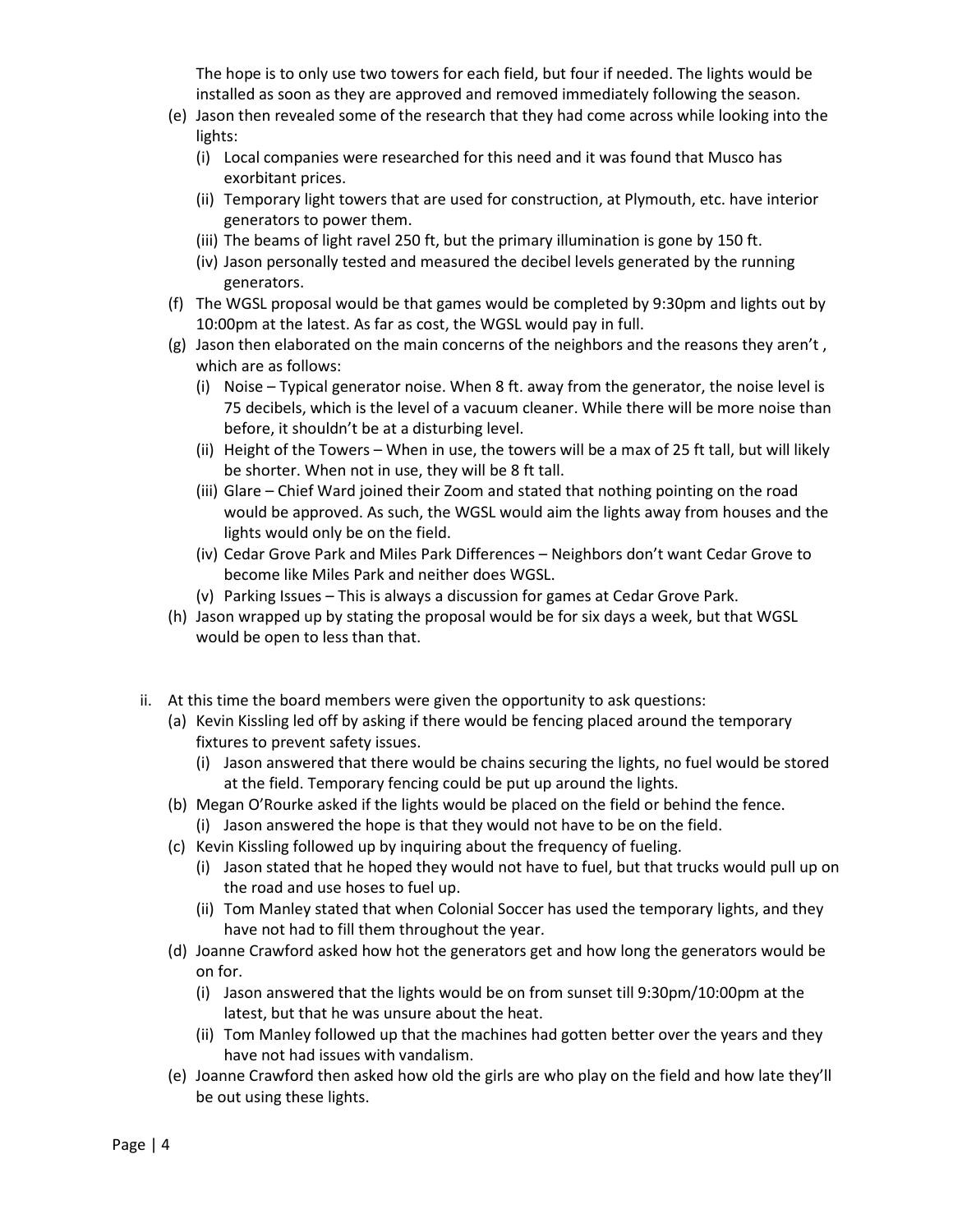The hope is to only use two towers for each field, but four if needed. The lights would be installed as soon as they are approved and removed immediately following the season.

- (e) Jason then revealed some of the research that they had come across while looking into the lights:
  - (i) Local companies were researched for this need and it was found that Musco has exorbitant prices.
  - (ii) Temporary light towers that are used for construction, at Plymouth, etc. have interior generators to power them.
  - (iii) The beams of light ravel 250 ft, but the primary illumination is gone by 150 ft.
  - (iv) Jason personally tested and measured the decibel levels generated by the running generators.
- (f) The WGSL proposal would be that games would be completed by 9:30pm and lights out by 10:00pm at the latest. As far as cost, the WGSL would pay in full.
- (g) Jason then elaborated on the main concerns of the neighbors and the reasons they aren't , which are as follows:
  - (i) Noise – Typical generator noise. When 8 ft. away from the generator, the noise level is 75 decibels, which is the level of a vacuum cleaner. While there will be more noise than before, it shouldn't be at a disturbing level.
  - (ii) Height of the Towers – When in use, the towers will be a max of 25 ft tall, but will likely be shorter. When not in use, they will be 8 ft tall.
  - (iii) Glare – Chief Ward joined their Zoom and stated that nothing pointing on the road would be approved. As such, the WGSL would aim the lights away from houses and the lights would only be on the field.
  - (iv) Cedar Grove Park and Miles Park Differences – Neighbors don't want Cedar Grove to become like Miles Park and neither does WGSL.
  - (v) Parking Issues – This is always a discussion for games at Cedar Grove Park.
- (h) Jason wrapped up by stating the proposal would be for six days a week, but that WGSL would be open to less than that.

ii. At this time the board members were given the opportunity to ask questions:

- (a) Kevin Kissling led off by asking if there would be fencing placed around the temporary fixtures to prevent safety issues.
  - (i) Jason answered that there would be chains securing the lights, no fuel would be stored at the field. Temporary fencing could be put up around the lights.
- (b) Megan O'Rourke asked if the lights would be placed on the field or behind the fence.
  - (i) Jason answered the hope is that they would not have to be on the field.
- (c) Kevin Kissling followed up by inquiring about the frequency of fueling.
  - (i) Jason stated that he hoped they would not have to fuel, but that trucks would pull up on the road and use hoses to fuel up.
  - (ii) Tom Manley stated that when Colonial Soccer has used the temporary lights, and they have not had to fill them throughout the year.
- (d) Joanne Crawford asked how hot the generators get and how long the generators would be on for.
  - (i) Jason answered that the lights would be on from sunset till 9:30pm/10:00pm at the latest, but that he was unsure about the heat.
  - (ii) Tom Manley followed up that the machines had gotten better over the years and they have not had issues with vandalism.
- (e) Joanne Crawford then asked how old the girls are who play on the field and how late they'll be out using these lights.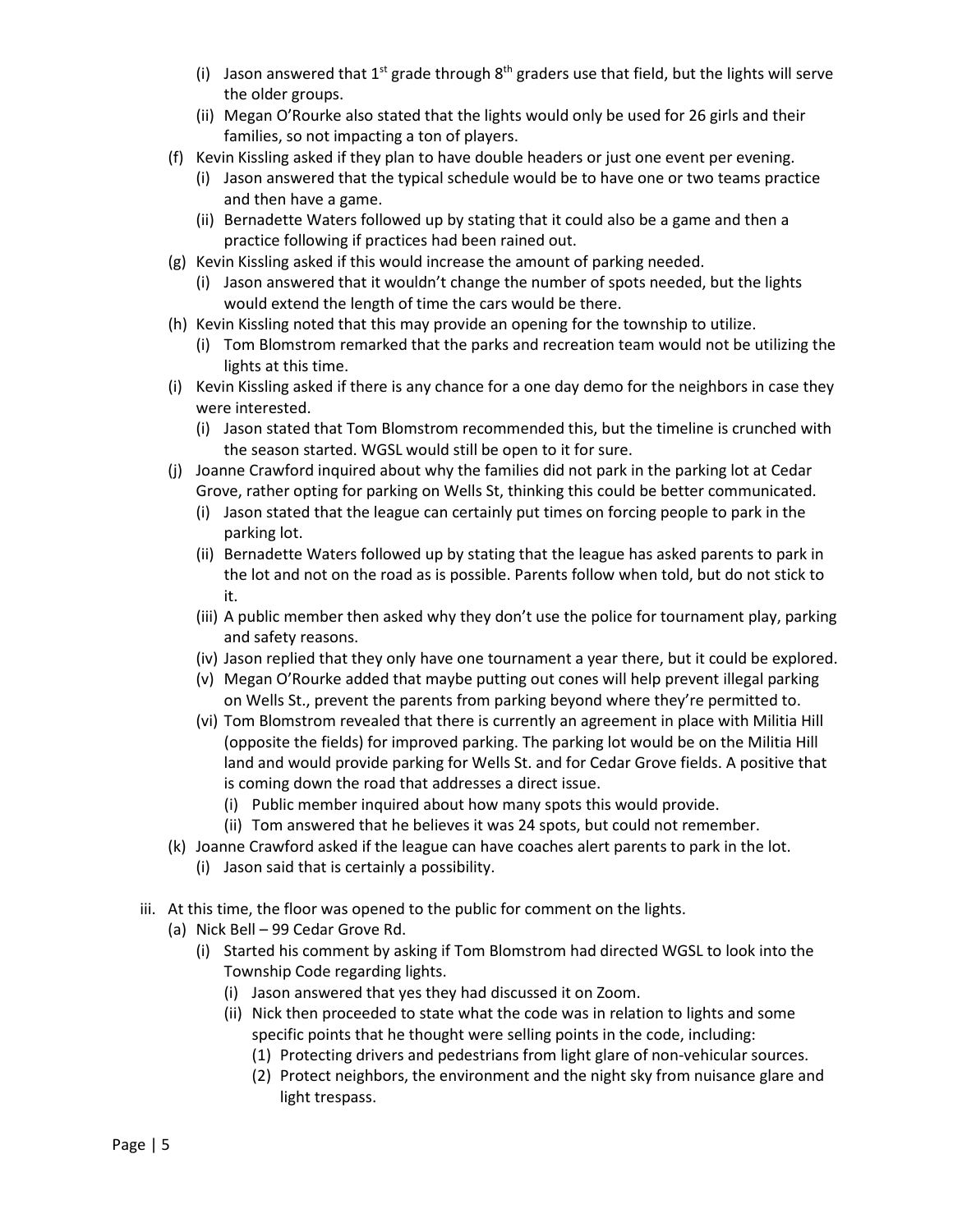- (i) Jason answered that 1st grade through 8th graders use that field, but the lights will serve the older groups.
   - (ii) Megan O'Rourke also stated that the lights would only be used for 26 girls and their families, so not impacting a ton of players.
- (f) Kevin Kissling asked if they plan to have double headers or just one event per evening.
   - (i) Jason answered that the typical schedule would be to have one or two teams practice and then have a game.
   - (ii) Bernadette Waters followed up by stating that it could also be a game and then a practice following if practices had been rained out.
- (g) Kevin Kissling asked if this would increase the amount of parking needed.
   - (i) Jason answered that it wouldn't change the number of spots needed, but the lights would extend the length of time the cars would be there.
- (h) Kevin Kissling noted that this may provide an opening for the township to utilize.
   - (i) Tom Blomstrom remarked that the parks and recreation team would not be utilizing the lights at this time.
- (i) Kevin Kissling asked if there is any chance for a one day demo for the neighbors in case they were interested.
   - (i) Jason stated that Tom Blomstrom recommended this, but the timeline is crunched with the season started. WGSL would still be open to it for sure.
- (j) Joanne Crawford inquired about why the families did not park in the parking lot at Cedar Grove, rather opting for parking on Wells St, thinking this could be better communicated.
   - (i) Jason stated that the league can certainly put times on forcing people to park in the parking lot.
   - (ii) Bernadette Waters followed up by stating that the league has asked parents to park in the lot and not on the road as is possible. Parents follow when told, but do not stick to it.
   - (iii) A public member then asked why they don't use the police for tournament play, parking and safety reasons.
   - (iv) Jason replied that they only have one tournament a year there, but it could be explored.
   - (v) Megan O'Rourke added that maybe putting out cones will help prevent illegal parking on Wells St., prevent the parents from parking beyond where they're permitted to.
   - (vi) Tom Blomstrom revealed that there is currently an agreement in place with Militia Hill (opposite the fields) for improved parking. The parking lot would be on the Militia Hill land and would provide parking for Wells St. and for Cedar Grove fields. A positive that is coming down the road that addresses a direct issue.
      - (i) Public member inquired about how many spots this would provide.
      - (ii) Tom answered that he believes it was 24 spots, but could not remember.
- (k) Joanne Crawford asked if the league can have coaches alert parents to park in the lot.
   - (i) Jason said that is certainly a possibility.

iii. At this time, the floor was opened to the public for comment on the lights.

- (a) Nick Bell – 99 Cedar Grove Rd.
   - (i) Started his comment by asking if Tom Blomstrom had directed WGSL to look into the Township Code regarding lights.
      - (i) Jason answered that yes they had discussed it on Zoom.
      - (ii) Nick then proceeded to state what the code was in relation to lights and some specific points that he thought were selling points in the code, including:
         - (1) Protecting drivers and pedestrians from light glare of non-vehicular sources.
         - (2) Protect neighbors, the environment and the night sky from nuisance glare and light trespass.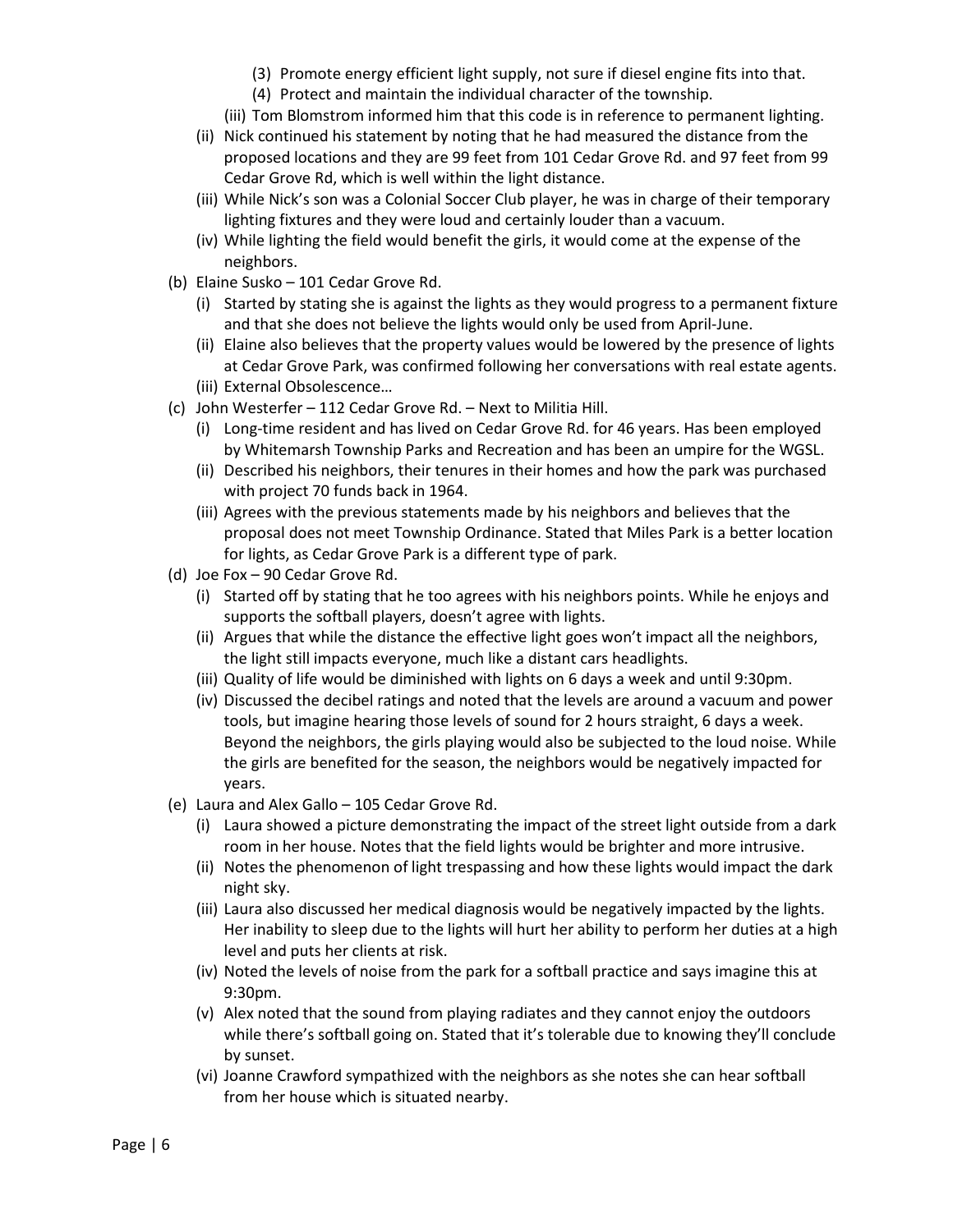- (3) Promote energy efficient light supply, not sure if diesel engine fits into that.
- (4) Protect and maintain the individual character of the township.

(iii) Tom Blomstrom informed him that this code is in reference to permanent lighting.

(ii) Nick continued his statement by noting that he had measured the distance from the proposed locations and they are 99 feet from 101 Cedar Grove Rd. and 97 feet from 99 Cedar Grove Rd, which is well within the light distance.

(iii) While Nick's son was a Colonial Soccer Club player, he was in charge of their temporary lighting fixtures and they were loud and certainly louder than a vacuum.

(iv) While lighting the field would benefit the girls, it would come at the expense of the neighbors.

(b) Elaine Susko – 101 Cedar Grove Rd.

- (i) Started by stating she is against the lights as they would progress to a permanent fixture and that she does not believe the lights would only be used from April-June.
- (ii) Elaine also believes that the property values would be lowered by the presence of lights at Cedar Grove Park, was confirmed following her conversations with real estate agents.
- (iii) External Obsolescence…

(c) John Westerfer – 112 Cedar Grove Rd. – Next to Militia Hill.

- (i) Long-time resident and has lived on Cedar Grove Rd. for 46 years. Has been employed by Whitemarsh Township Parks and Recreation and has been an umpire for the WGSL.
- (ii) Described his neighbors, their tenures in their homes and how the park was purchased with project 70 funds back in 1964.
- (iii) Agrees with the previous statements made by his neighbors and believes that the proposal does not meet Township Ordinance. Stated that Miles Park is a better location for lights, as Cedar Grove Park is a different type of park.

(d) Joe Fox – 90 Cedar Grove Rd.

- (i) Started off by stating that he too agrees with his neighbors points. While he enjoys and supports the softball players, doesn't agree with lights.
- (ii) Argues that while the distance the effective light goes won't impact all the neighbors, the light still impacts everyone, much like a distant cars headlights.
- (iii) Quality of life would be diminished with lights on 6 days a week and until 9:30pm.
- (iv) Discussed the decibel ratings and noted that the levels are around a vacuum and power tools, but imagine hearing those levels of sound for 2 hours straight, 6 days a week. Beyond the neighbors, the girls playing would also be subjected to the loud noise. While the girls are benefited for the season, the neighbors would be negatively impacted for years.

(e) Laura and Alex Gallo – 105 Cedar Grove Rd.

- (i) Laura showed a picture demonstrating the impact of the street light outside from a dark room in her house. Notes that the field lights would be brighter and more intrusive.
- (ii) Notes the phenomenon of light trespassing and how these lights would impact the dark night sky.
- (iii) Laura also discussed her medical diagnosis would be negatively impacted by the lights. Her inability to sleep due to the lights will hurt her ability to perform her duties at a high level and puts her clients at risk.
- (iv) Noted the levels of noise from the park for a softball practice and says imagine this at 9:30pm.
- (v) Alex noted that the sound from playing radiates and they cannot enjoy the outdoors while there's softball going on. Stated that it's tolerable due to knowing they'll conclude by sunset.
- (vi) Joanne Crawford sympathized with the neighbors as she notes she can hear softball from her house which is situated nearby.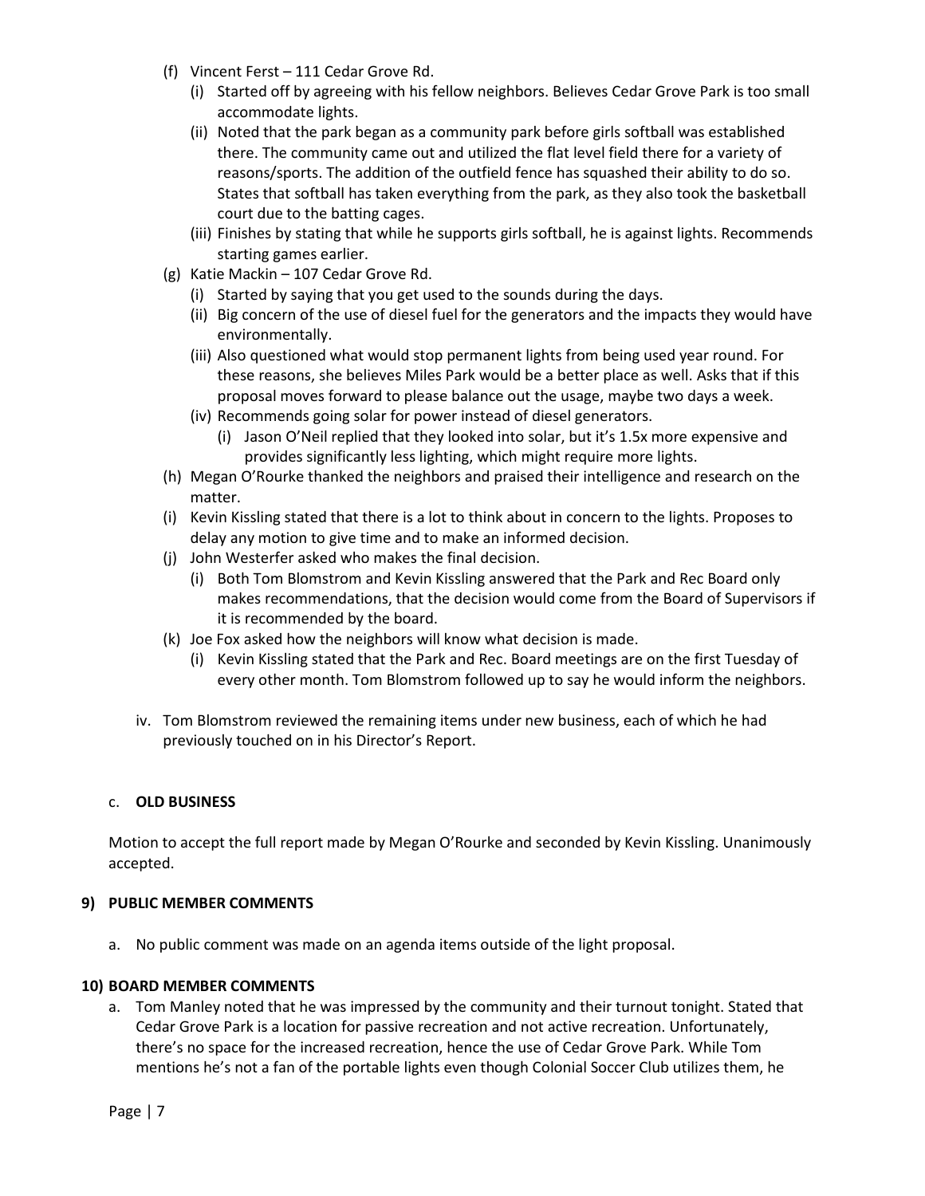- (f) Vincent Ferst – 111 Cedar Grove Rd.
    - (i) Started off by agreeing with his fellow neighbors. Believes Cedar Grove Park is too small accommodate lights.
    - (ii) Noted that the park began as a community park before girls softball was established there. The community came out and utilized the flat level field there for a variety of reasons/sports. The addition of the outfield fence has squashed their ability to do so. States that softball has taken everything from the park, as they also took the basketball court due to the batting cages.
    - (iii) Finishes by stating that while he supports girls softball, he is against lights. Recommends starting games earlier.
- (g) Katie Mackin – 107 Cedar Grove Rd.
    - (i) Started by saying that you get used to the sounds during the days.
    - (ii) Big concern of the use of diesel fuel for the generators and the impacts they would have environmentally.
    - (iii) Also questioned what would stop permanent lights from being used year round. For these reasons, she believes Miles Park would be a better place as well. Asks that if this proposal moves forward to please balance out the usage, maybe two days a week.
    - (iv) Recommends going solar for power instead of diesel generators.
        - (i) Jason O'Neil replied that they looked into solar, but it's 1.5x more expensive and provides significantly less lighting, which might require more lights.
- (h) Megan O'Rourke thanked the neighbors and praised their intelligence and research on the matter.
- (i) Kevin Kissling stated that there is a lot to think about in concern to the lights. Proposes to delay any motion to give time and to make an informed decision.
- (j) John Westerfer asked who makes the final decision.
    - (i) Both Tom Blomstrom and Kevin Kissling answered that the Park and Rec Board only makes recommendations, that the decision would come from the Board of Supervisors if it is recommended by the board.
- (k) Joe Fox asked how the neighbors will know what decision is made.
    - (i) Kevin Kissling stated that the Park and Rec. Board meetings are on the first Tuesday of every other month. Tom Blomstrom followed up to say he would inform the neighbors.

iv. Tom Blomstrom reviewed the remaining items under new business, each of which he had previously touched on in his Director's Report.

c. **OLD BUSINESS**

Motion to accept the full report made by Megan O'Rourke and seconded by Kevin Kissling. Unanimously accepted.

## 9) PUBLIC MEMBER COMMENTS

a. No public comment was made on an agenda items outside of the light proposal.

## 10) BOARD MEMBER COMMENTS

a. Tom Manley noted that he was impressed by the community and their turnout tonight. Stated that Cedar Grove Park is a location for passive recreation and not active recreation. Unfortunately, there's no space for the increased recreation, hence the use of Cedar Grove Park. While Tom mentions he's not a fan of the portable lights even though Colonial Soccer Club utilizes them, he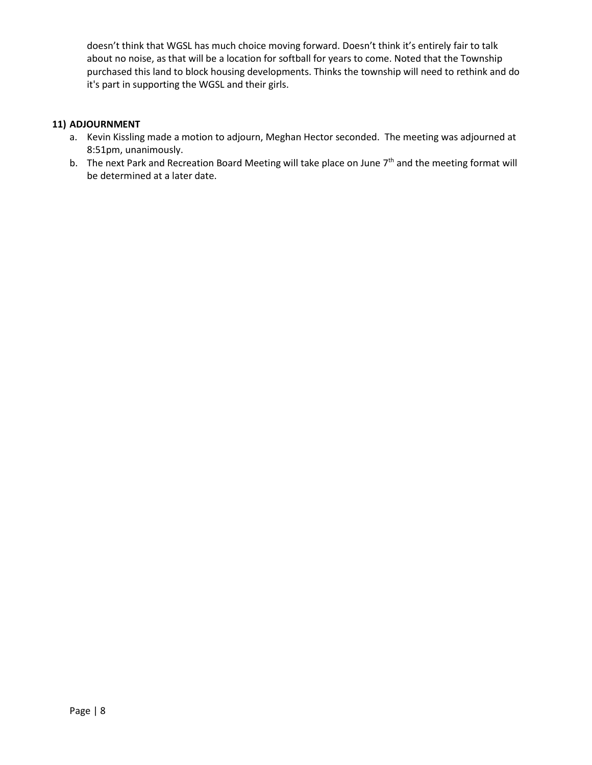doesn't think that WGSL has much choice moving forward. Doesn't think it's entirely fair to talk about no noise, as that will be a location for softball for years to come. Noted that the Township purchased this land to block housing developments. Thinks the township will need to rethink and do it's part in supporting the WGSL and their girls.

**11) ADJOURNMENT**

a. Kevin Kissling made a motion to adjourn, Meghan Hector seconded. The meeting was adjourned at 8:51pm, unanimously.
b. The next Park and Recreation Board Meeting will take place on June 7th and the meeting format will be determined at a later date.